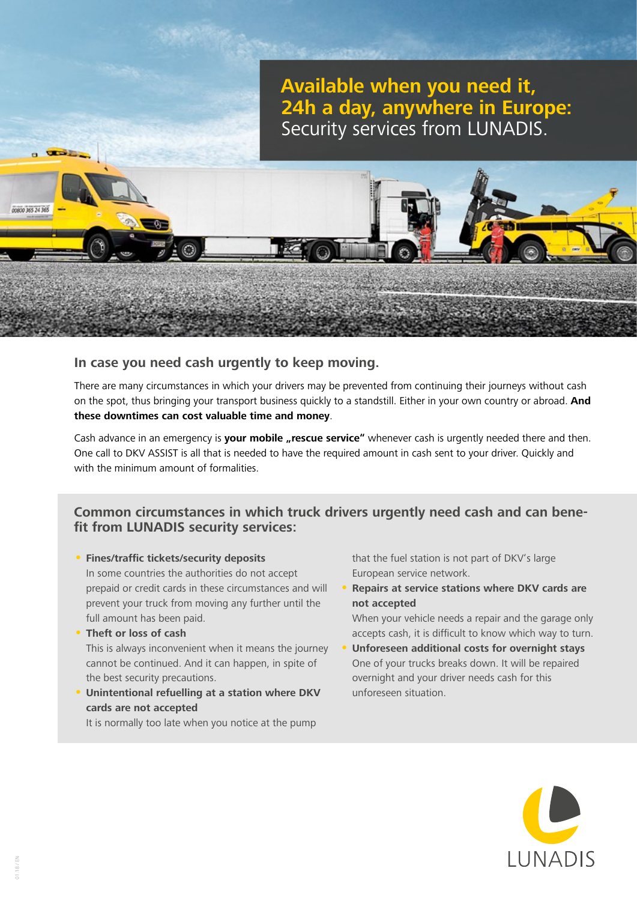# Available when you need it, 24h a day, anywhere in Europe:

Security services from LUNADIS.

## In case you need cash urgently to keep moving.

There are many circumstances in which your drivers may be prevented from continuing their journeys without cash on the spot, thus bringing your transport business quickly to a standstill. Either in your own country or abroad. **And these downtimes can cost valuable time and money**.

Cash advance in an emergency is **your mobile „rescue service"** whenever cash is urgently needed there and then. One call to DKV ASSIST is all that is needed to have the required amount in cash sent to your driver. Quickly and with the minimum amount of formalities.

## Common circumstances in which truck drivers urgently need cash and can benefit from LUNADIS security services:

- **Fines/traffic tickets/security deposits**
  In some countries the authorities do not accept prepaid or credit cards in these circumstances and will prevent your truck from moving any further until the full amount has been paid.
- **Theft or loss of cash**
  This is always inconvenient when it means the journey cannot be continued. And it can happen, in spite of the best security precautions.
- **Unintentional refuelling at a station where DKV cards are not accepted**
  It is normally too late when you notice at the pump that the fuel station is not part of DKV's large European service network.
- **Repairs at service stations where DKV cards are not accepted**
  When your vehicle needs a repair and the garage only accepts cash, it is difficult to know which way to turn.
- **Unforeseen additional costs for overnight stays**
  One of your trucks breaks down. It will be repaired overnight and your driver needs cash for this unforeseen situation.

LUNADIS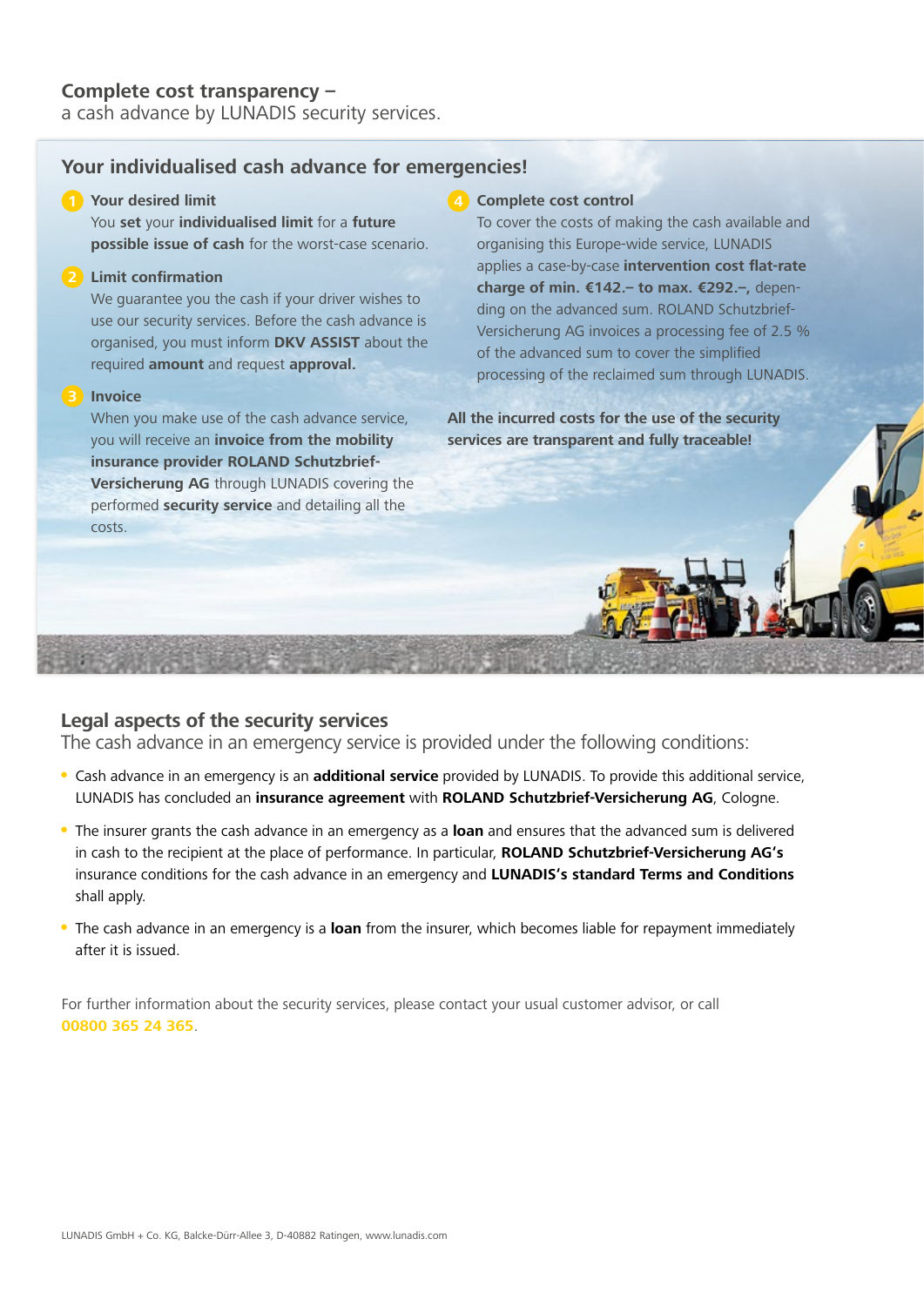**Complete cost transparency –**
a cash advance by LUNADIS security services.

## Your individualised cash advance for emergencies!

**1 Your desired limit**
You **set** your **individualised limit** for a **future possible issue of cash** for the worst-case scenario.

**2 Limit confirmation**
We guarantee you the cash if your driver wishes to use our security services. Before the cash advance is organised, you must inform **DKV ASSIST** about the required **amount** and request **approval.**

**3 Invoice**
When you make use of the cash advance service, you will receive an **invoice from the mobility insurance provider ROLAND Schutzbrief-Versicherung AG** through LUNADIS covering the performed **security service** and detailing all the costs.

**4 Complete cost control**
To cover the costs of making the cash available and organising this Europe-wide service, LUNADIS applies a case-by-case **intervention cost flat-rate charge of min. €142.– to max. €292.–,** depending on the advanced sum. ROLAND Schutzbrief-Versicherung AG invoices a processing fee of 2.5 % of the advanced sum to cover the simplified processing of the reclaimed sum through LUNADIS.

**All the incurred costs for the use of the security services are transparent and fully traceable!**

## Legal aspects of the security services

The cash advance in an emergency service is provided under the following conditions:

- Cash advance in an emergency is an **additional service** provided by LUNADIS. To provide this additional service, LUNADIS has concluded an **insurance agreement** with **ROLAND Schutzbrief-Versicherung AG**, Cologne.
- The insurer grants the cash advance in an emergency as a **loan** and ensures that the advanced sum is delivered in cash to the recipient at the place of performance. In particular, **ROLAND Schutzbrief-Versicherung AG's** insurance conditions for the cash advance in an emergency and **LUNADIS's standard Terms and Conditions** shall apply.
- The cash advance in an emergency is a **loan** from the insurer, which becomes liable for repayment immediately after it is issued.

For further information about the security services, please contact your usual customer advisor, or call **00800 365 24 365**.

LUNADIS GmbH + Co. KG, Balcke-Dürr-Allee 3, D-40882 Ratingen, www.lunadis.com